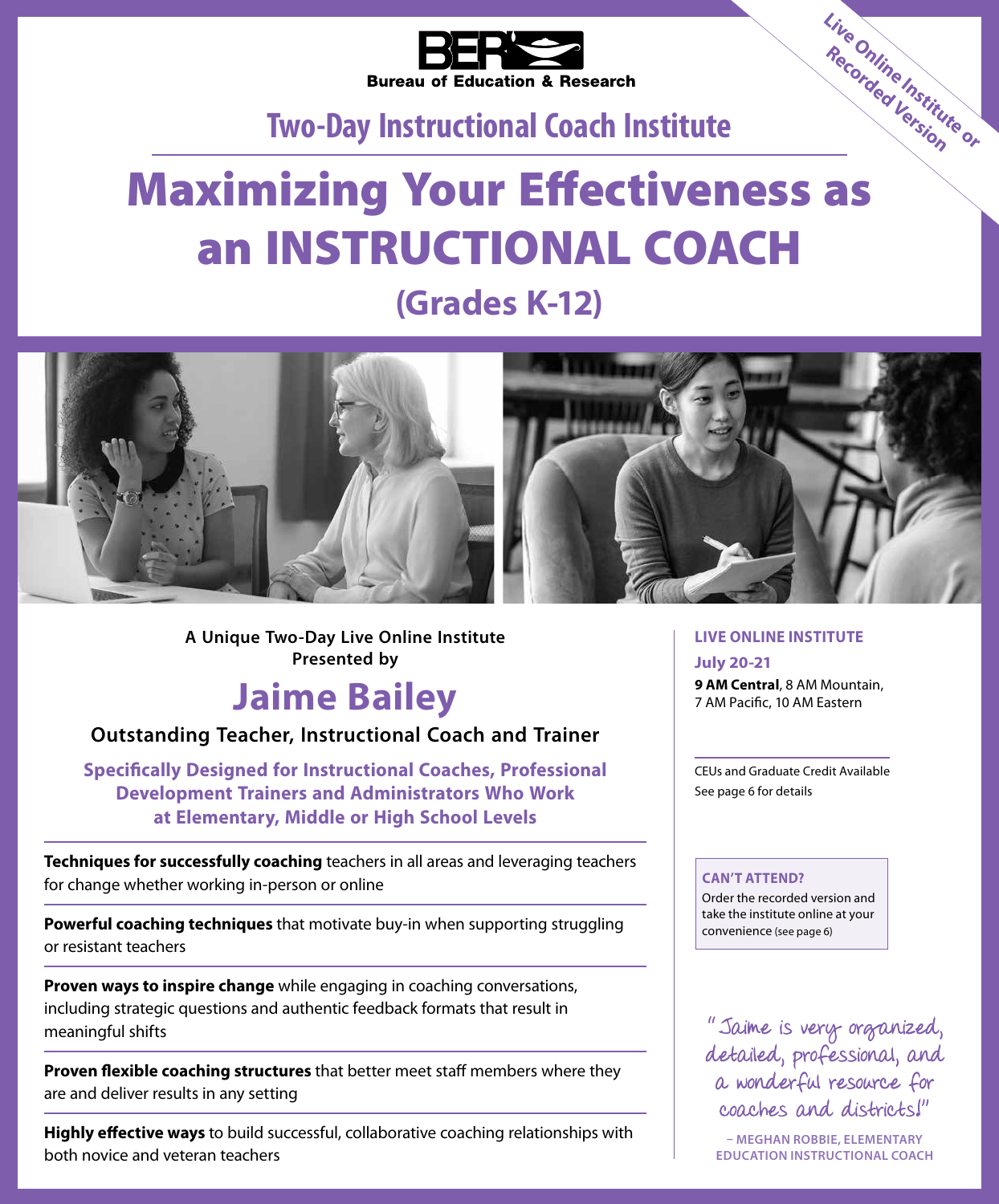BER Bureau of Education & Research

Live Online Institute or Recorded Version

## Two-Day Instructional Coach Institute

# Maximizing Your Effectiveness as an INSTRUCTIONAL COACH

## (Grades K-12)

**A Unique Two-Day Live Online Institute Presented by**

## Jaime Bailey

**Outstanding Teacher, Instructional Coach and Trainer**

**Specifically Designed for Instructional Coaches, Professional Development Trainers and Administrators Who Work at Elementary, Middle or High School Levels**

**Techniques for successfully coaching** teachers in all areas and leveraging teachers for change whether working in-person or online

**Powerful coaching techniques** that motivate buy-in when supporting struggling or resistant teachers

**Proven ways to inspire change** while engaging in coaching conversations, including strategic questions and authentic feedback formats that result in meaningful shifts

**Proven flexible coaching structures** that better meet staff members where they are and deliver results in any setting

**Highly effective ways** to build successful, collaborative coaching relationships with both novice and veteran teachers

**LIVE ONLINE INSTITUTE**

**July 20-21**

**9 AM Central**, 8 AM Mountain, 7 AM Pacific, 10 AM Eastern

CEUs and Graduate Credit Available
See page 6 for details

**CAN'T ATTEND?**
Order the recorded version and take the institute online at your convenience (see page 6)

"Jaime is very organized, detailed, professional, and a wonderful resource for coaches and districts!"

– MEGHAN ROBBIE, ELEMENTARY EDUCATION INSTRUCTIONAL COACH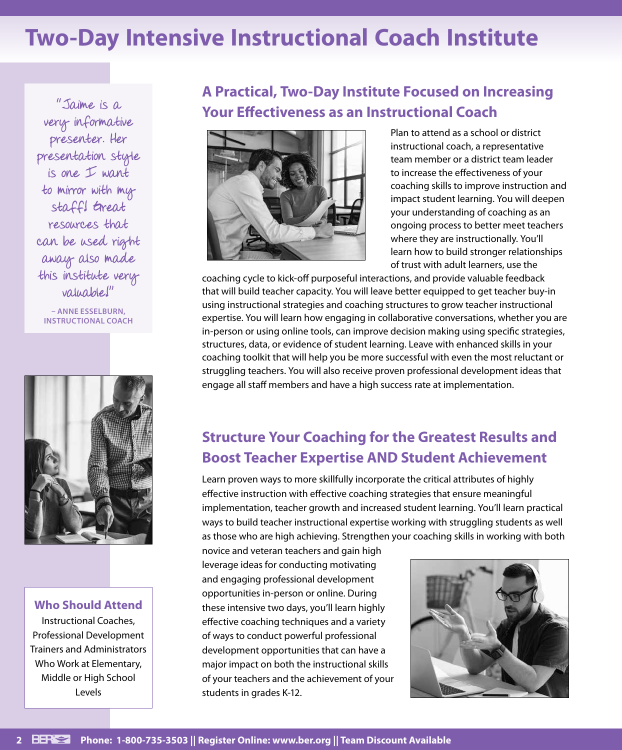# Two-Day Intensive Instructional Coach Institute

"Jaime is a very informative presenter. Her presentation style is one I want to mirror with my staff! Great resources that can be used right away also made this institute very valuable!"

– ANNE ESSELBURN, INSTRUCTIONAL COACH

### Who Should Attend

Instructional Coaches, Professional Development Trainers and Administrators Who Work at Elementary, Middle or High School Levels

## A Practical, Two-Day Institute Focused on Increasing Your Effectiveness as an Instructional Coach

Plan to attend as a school or district instructional coach, a representative team member or a district team leader to increase the effectiveness of your coaching skills to improve instruction and impact student learning. You will deepen your understanding of coaching as an ongoing process to better meet teachers where they are instructionally. You'll learn how to build stronger relationships of trust with adult learners, use the coaching cycle to kick-off purposeful interactions, and provide valuable feedback that will build teacher capacity. You will leave better equipped to get teacher buy-in using instructional strategies and coaching structures to grow teacher instructional expertise. You will learn how engaging in collaborative conversations, whether you are in-person or using online tools, can improve decision making using specific strategies, structures, data, or evidence of student learning. Leave with enhanced skills in your coaching toolkit that will help you be more successful with even the most reluctant or struggling teachers. You will also receive proven professional development ideas that engage all staff members and have a high success rate at implementation.

## Structure Your Coaching for the Greatest Results and Boost Teacher Expertise AND Student Achievement

Learn proven ways to more skillfully incorporate the critical attributes of highly effective instruction with effective coaching strategies that ensure meaningful implementation, teacher growth and increased student learning. You'll learn practical ways to build teacher instructional expertise working with struggling students as well as those who are high achieving. Strengthen your coaching skills in working with both novice and veteran teachers and gain high leverage ideas for conducting motivating and engaging professional development opportunities in-person or online. During these intensive two days, you'll learn highly effective coaching techniques and a variety of ways to conduct powerful professional development opportunities that can have a major impact on both the instructional skills of your teachers and the achievement of your students in grades K-12.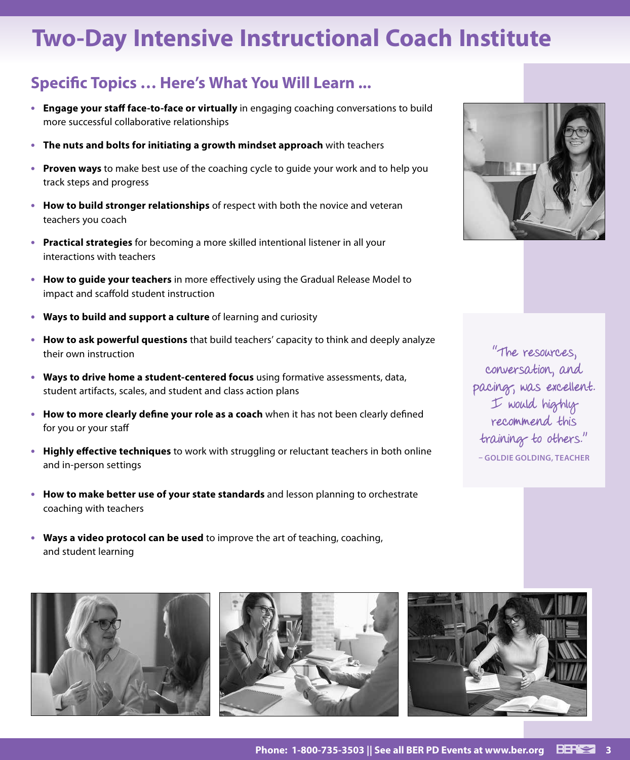# Two-Day Intensive Instructional Coach Institute

## Specific Topics … Here's What You Will Learn ...

- **Engage your staff face-to-face or virtually** in engaging coaching conversations to build more successful collaborative relationships
- **The nuts and bolts for initiating a growth mindset approach** with teachers
- **Proven ways** to make best use of the coaching cycle to guide your work and to help you track steps and progress
- **How to build stronger relationships** of respect with both the novice and veteran teachers you coach
- **Practical strategies** for becoming a more skilled intentional listener in all your interactions with teachers
- **How to guide your teachers** in more effectively using the Gradual Release Model to impact and scaffold student instruction
- **Ways to build and support a culture** of learning and curiosity
- **How to ask powerful questions** that build teachers' capacity to think and deeply analyze their own instruction
- **Ways to drive home a student-centered focus** using formative assessments, data, student artifacts, scales, and student and class action plans
- **How to more clearly define your role as a coach** when it has not been clearly defined for you or your staff
- **Highly effective techniques** to work with struggling or reluctant teachers in both online and in-person settings
- **How to make better use of your state standards** and lesson planning to orchestrate coaching with teachers
- **Ways a video protocol can be used** to improve the art of teaching, coaching, and student learning

"The resources, conversation, and pacing, was excellent. I would highly recommend this training to others."

– GOLDIE GOLDING, TEACHER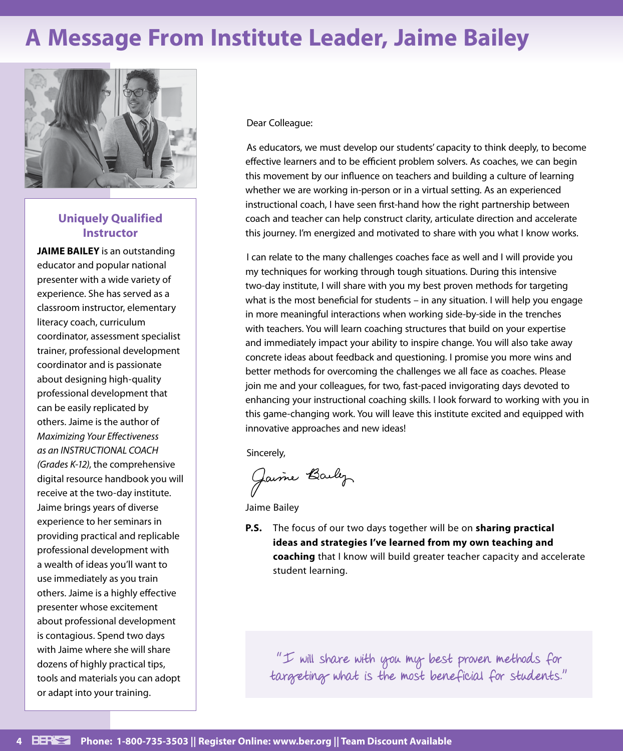# A Message From Institute Leader, Jaime Bailey

### Uniquely Qualified Instructor

**JAIME BAILEY** is an outstanding educator and popular national presenter with a wide variety of experience. She has served as a classroom instructor, elementary literacy coach, curriculum coordinator, assessment specialist trainer, professional development coordinator and is passionate about designing high-quality professional development that can be easily replicated by others. Jaime is the author of *Maximizing Your Effectiveness as an INSTRUCTIONAL COACH (Grades K-12)*, the comprehensive digital resource handbook you will receive at the two-day institute. Jaime brings years of diverse experience to her seminars in providing practical and replicable professional development with a wealth of ideas you'll want to use immediately as you train others. Jaime is a highly effective presenter whose excitement about professional development is contagious. Spend two days with Jaime where she will share dozens of highly practical tips, tools and materials you can adopt or adapt into your training.

Dear Colleague:

As educators, we must develop our students' capacity to think deeply, to become effective learners and to be efficient problem solvers. As coaches, we can begin this movement by our influence on teachers and building a culture of learning whether we are working in-person or in a virtual setting. As an experienced instructional coach, I have seen first-hand how the right partnership between coach and teacher can help construct clarity, articulate direction and accelerate this journey. I'm energized and motivated to share with you what I know works.

I can relate to the many challenges coaches face as well and I will provide you my techniques for working through tough situations. During this intensive two-day institute, I will share with you my best proven methods for targeting what is the most beneficial for students – in any situation. I will help you engage in more meaningful interactions when working side-by-side in the trenches with teachers. You will learn coaching structures that build on your expertise and immediately impact your ability to inspire change. You will also take away concrete ideas about feedback and questioning. I promise you more wins and better methods for overcoming the challenges we all face as coaches. Please join me and your colleagues, for two, fast-paced invigorating days devoted to enhancing your instructional coaching skills. I look forward to working with you in this game-changing work. You will leave this institute excited and equipped with innovative approaches and new ideas!

Sincerely,

Jaime Bailey

Jaime Bailey

**P.S.** The focus of our two days together will be on **sharing practical ideas and strategies I've learned from my own teaching and coaching** that I know will build greater teacher capacity and accelerate student learning.

"I will share with you my best proven methods for targeting what is the most beneficial for students."

**Phone: 1-800-735-3503 || Register Online: www.ber.org || Team Discount Available**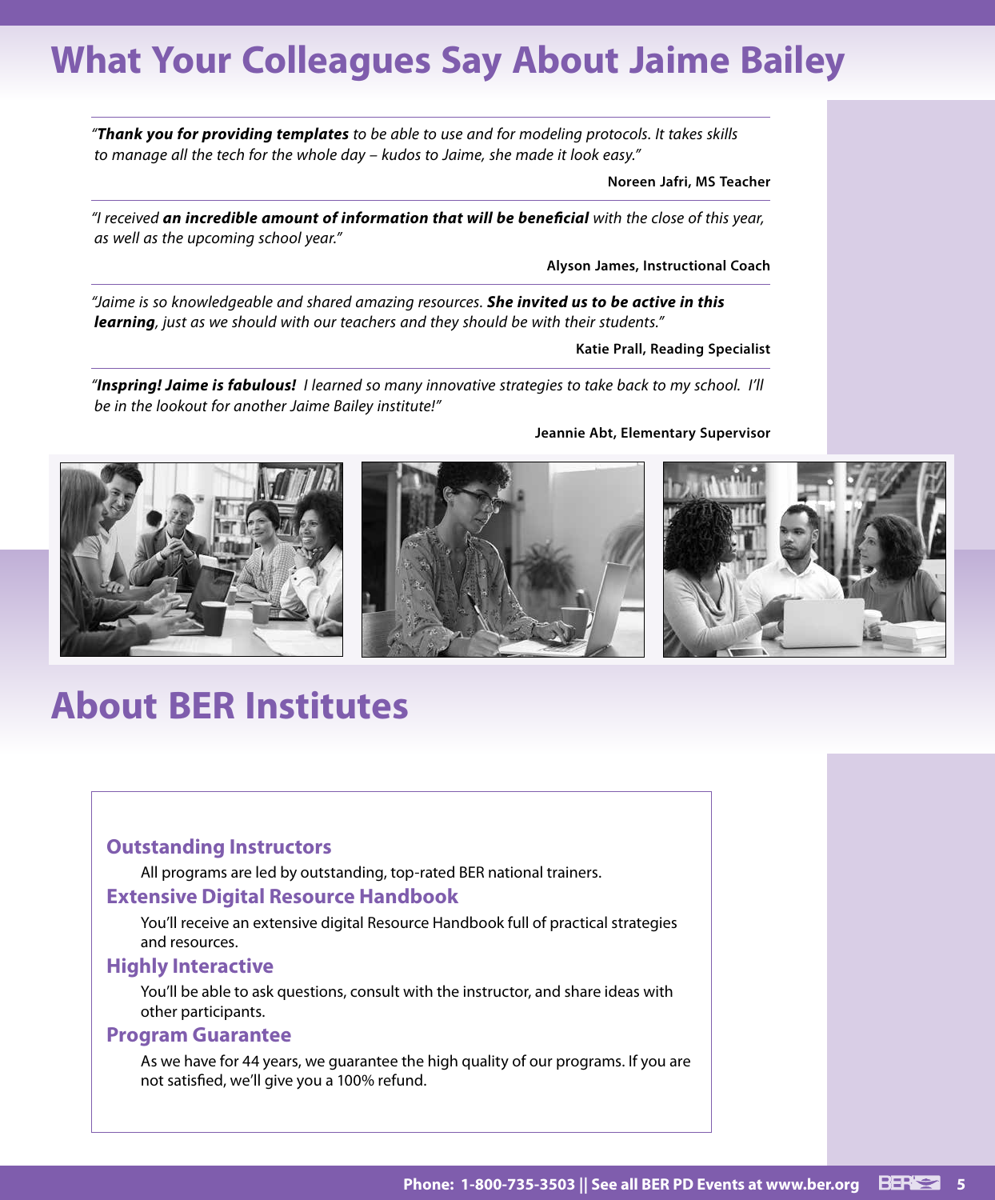# What Your Colleagues Say About Jaime Bailey

*"**Thank you for providing templates** to be able to use and for modeling protocols. It takes skills to manage all the tech for the whole day – kudos to Jaime, she made it look easy."*

**Noreen Jafri, MS Teacher**

*"I received **an incredible amount of information that will be beneficial** with the close of this year, as well as the upcoming school year."*

**Alyson James, Instructional Coach**

*"Jaime is so knowledgeable and shared amazing resources. **She invited us to be active in this learning**, just as we should with our teachers and they should be with their students."*

**Katie Prall, Reading Specialist**

*"**Inspring! Jaime is fabulous!** I learned so many innovative strategies to take back to my school. I'll be in the lookout for another Jaime Bailey institute!"*

**Jeannie Abt, Elementary Supervisor**

# About BER Institutes

### Outstanding Instructors

All programs are led by outstanding, top-rated BER national trainers.

### Extensive Digital Resource Handbook

You'll receive an extensive digital Resource Handbook full of practical strategies and resources.

### Highly Interactive

You'll be able to ask questions, consult with the instructor, and share ideas with other participants.

### Program Guarantee

As we have for 44 years, we guarantee the high quality of our programs. If you are not satisfied, we'll give you a 100% refund.

**Phone: 1-800-735-3503 || See all BER PD Events at www.ber.org**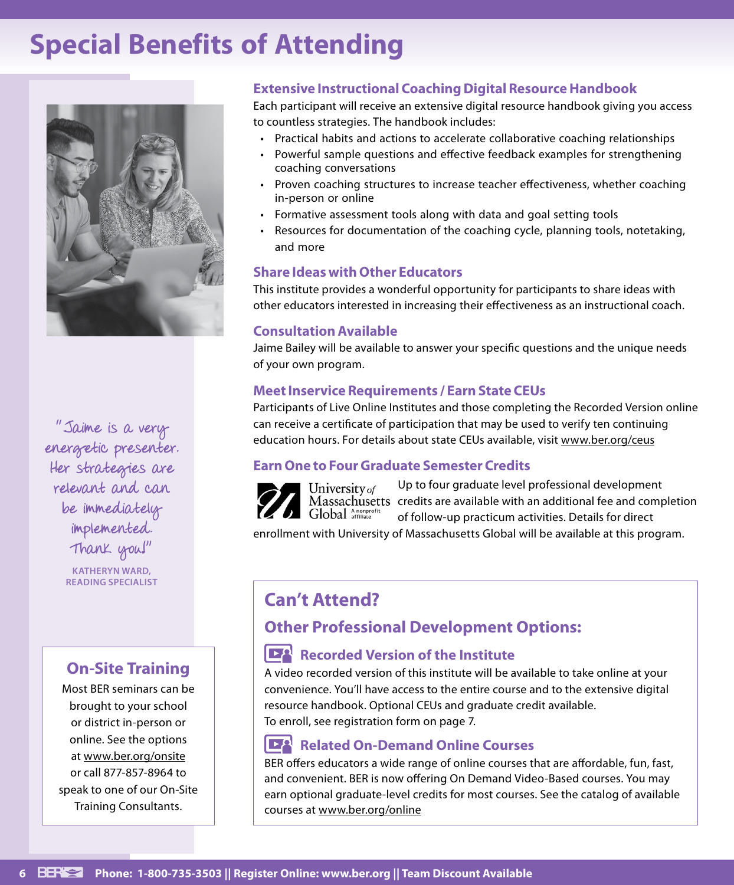# Special Benefits of Attending

## Extensive Instructional Coaching Digital Resource Handbook

Each participant will receive an extensive digital resource handbook giving you access to countless strategies. The handbook includes:

- Practical habits and actions to accelerate collaborative coaching relationships
- Powerful sample questions and effective feedback examples for strengthening coaching conversations
- Proven coaching structures to increase teacher effectiveness, whether coaching in-person or online
- Formative assessment tools along with data and goal setting tools
- Resources for documentation of the coaching cycle, planning tools, notetaking, and more

## Share Ideas with Other Educators

This institute provides a wonderful opportunity for participants to share ideas with other educators interested in increasing their effectiveness as an instructional coach.

## Consultation Available

Jaime Bailey will be available to answer your specific questions and the unique needs of your own program.

## Meet Inservice Requirements / Earn State CEUs

Participants of Live Online Institutes and those completing the Recorded Version online can receive a certificate of participation that may be used to verify ten continuing education hours. For details about state CEUs available, visit www.ber.org/ceus

## Earn One to Four Graduate Semester Credits

University of Massachusetts Global — A nonprofit affiliate

Up to four graduate level professional development credits are available with an additional fee and completion of follow-up practicum activities. Details for direct enrollment with University of Massachusetts Global will be available at this program.

"Jaime is a very energetic presenter. Her strategies are relevant and can be immediately implemented. Thank you!"

**KATHERYN WARD, READING SPECIALIST**

## On-Site Training

Most BER seminars can be brought to your school or district in-person or online. See the options at www.ber.org/onsite or call 877-857-8964 to speak to one of our On-Site Training Consultants.

## Can't Attend?

### Other Professional Development Options:

#### Recorded Version of the Institute

A video recorded version of this institute will be available to take online at your convenience. You'll have access to the entire course and to the extensive digital resource handbook. Optional CEUs and graduate credit available.
To enroll, see registration form on page 7.

#### Related On-Demand Online Courses

BER offers educators a wide range of online courses that are affordable, fun, fast, and convenient. BER is now offering On Demand Video-Based courses. You may earn optional graduate-level credits for most courses. See the catalog of available courses at www.ber.org/online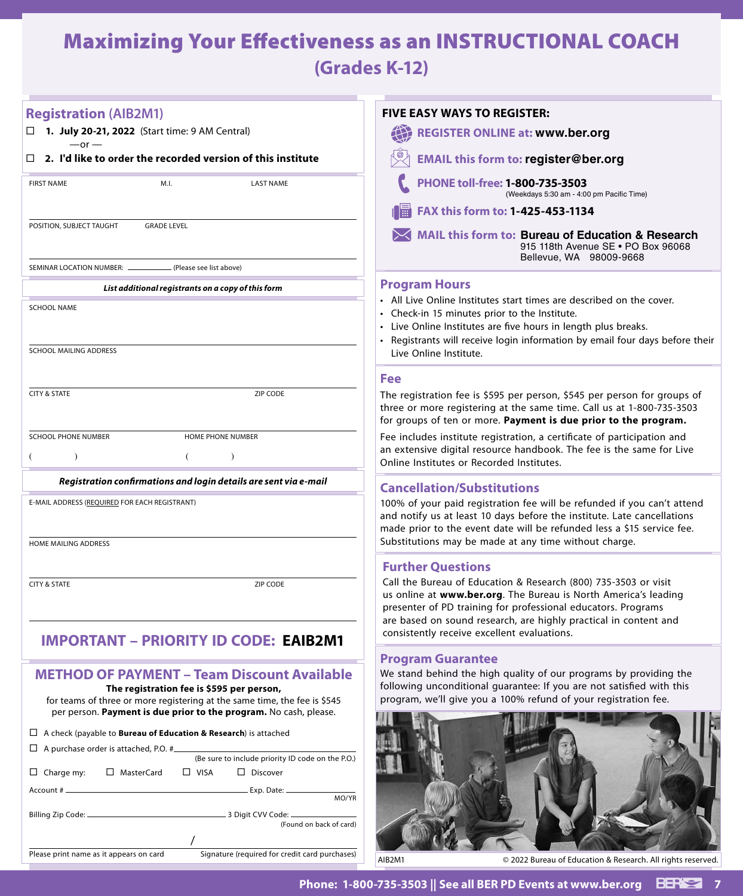# Maximizing Your Effectiveness as an INSTRUCTIONAL COACH
## (Grades K-12)

## Registration (AIB2M1)

☐ **1. July 20-21, 2022** (Start time: 9 AM Central)

—or —

☐ **2. I'd like to order the recorded version of this institute**

FIRST NAME M.I. LAST NAME

POSITION, SUBJECT TAUGHT GRADE LEVEL

SEMINAR LOCATION NUMBER: ________ (Please see list above)

***List additional registrants on a copy of this form***

SCHOOL NAME

SCHOOL MAILING ADDRESS

CITY & STATE ZIP CODE

SCHOOL PHONE NUMBER HOME PHONE NUMBER

( ) ( )

***Registration confirmations and login details are sent via e-mail***

E-MAIL ADDRESS (REQUIRED FOR EACH REGISTRANT)

HOME MAILING ADDRESS

CITY & STATE ZIP CODE

## IMPORTANT – PRIORITY ID CODE: **EAIB2M1**

## METHOD OF PAYMENT – Team Discount Available

**The registration fee is $595 per person,**
for teams of three or more registering at the same time, the fee is $545 per person. **Payment is due prior to the program.** No cash, please.

☐ A check (payable to **Bureau of Education & Research**) is attached

☐ A purchase order is attached, P.O. #________ (Be sure to include priority ID code on the P.O.)

☐ Charge my: ☐ MasterCard ☐ VISA ☐ Discover

Account # ________ Exp. Date: ________ MO/YR

Billing Zip Code: ________ 3 Digit CVV Code: ________ (Found on back of card)

Please print name as it appears on card / Signature (required for credit card purchases)

**FIVE EASY WAYS TO REGISTER:**

- **REGISTER ONLINE at: www.ber.org**
- **EMAIL this form to: register@ber.org**
- **PHONE toll-free: 1-800-735-3503** (Weekdays 5:30 am - 4:00 pm Pacific Time)
- **FAX this form to: 1-425-453-1134**
- **MAIL this form to: Bureau of Education & Research**
  915 118th Avenue SE • PO Box 96068
  Bellevue, WA 98009-9668

## Program Hours

- All Live Online Institutes start times are described on the cover.
- Check-in 15 minutes prior to the Institute.
- Live Online Institutes are five hours in length plus breaks.
- Registrants will receive login information by email four days before their Live Online Institute.

## Fee

The registration fee is $595 per person, $545 per person for groups of three or more registering at the same time. Call us at 1-800-735-3503 for groups of ten or more. **Payment is due prior to the program.**

Fee includes institute registration, a certificate of participation and an extensive digital resource handbook. The fee is the same for Live Online Institutes or Recorded Institutes.

## Cancellation/Substitutions

100% of your paid registration fee will be refunded if you can't attend and notify us at least 10 days before the institute. Late cancellations made prior to the event date will be refunded less a $15 service fee. Substitutions may be made at any time without charge.

## Further Questions

Call the Bureau of Education & Research (800) 735-3503 or visit us online at **www.ber.org**. The Bureau is North America's leading presenter of PD training for professional educators. Programs are based on sound research, are highly practical in content and consistently receive excellent evaluations.

## Program Guarantee

We stand behind the high quality of our programs by providing the following unconditional guarantee: If you are not satisfied with this program, we'll give you a 100% refund of your registration fee.

AIB2M1 © 2022 Bureau of Education & Research. All rights reserved.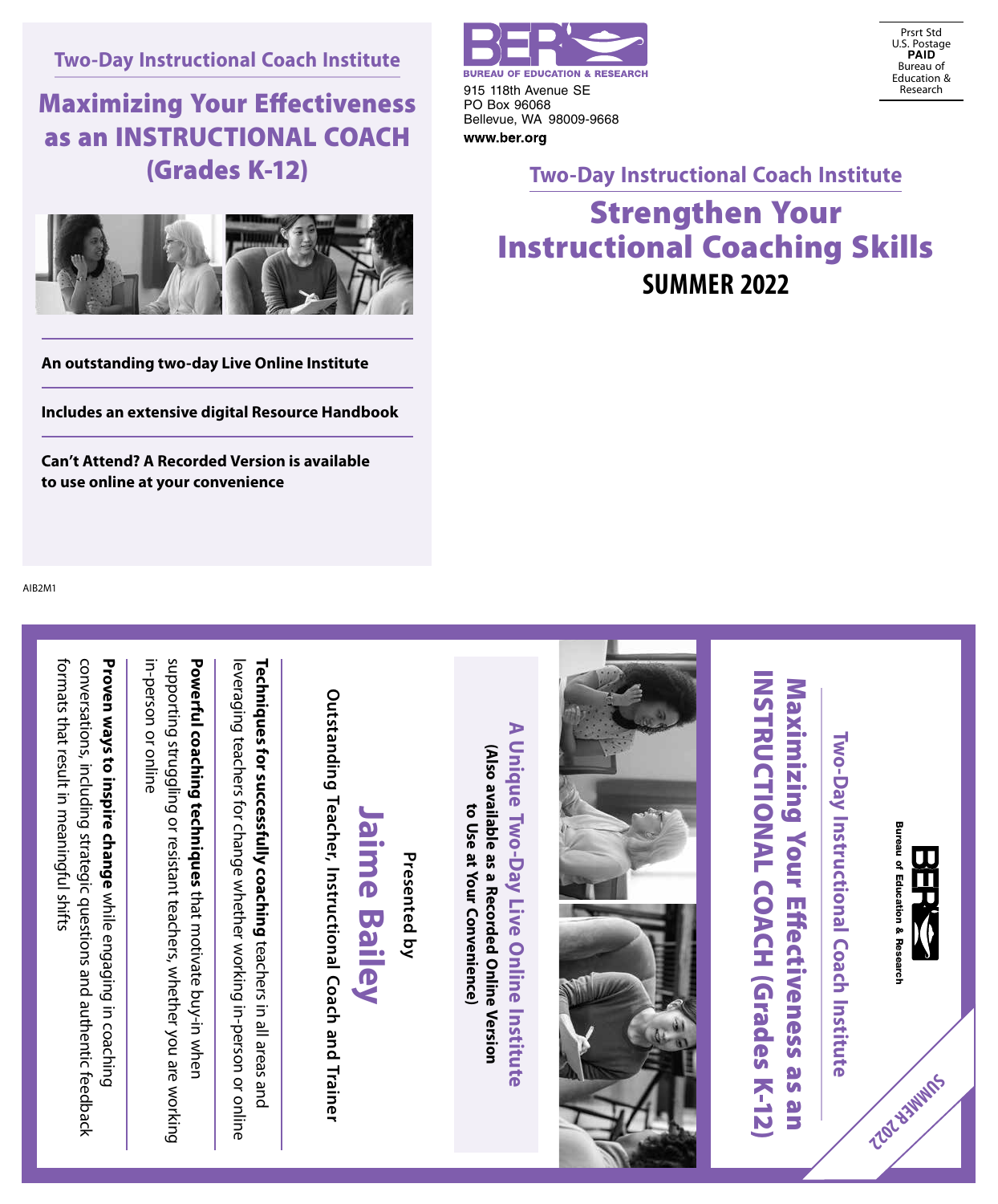## Two-Day Instructional Coach Institute

# Maximizing Your Effectiveness as an INSTRUCTIONAL COACH (Grades K-12)

**An outstanding two-day Live Online Institute**

**Includes an extensive digital Resource Handbook**

**Can't Attend? A Recorded Version is available to use online at your convenience**

AIB2M1

BER
BUREAU OF EDUCATION & RESEARCH
915 118th Avenue SE
PO Box 96068
Bellevue, WA 98009-9668
**www.ber.org**

Prsrt Std
U.S. Postage
**PAID**
Bureau of
Education &
Research

## Two-Day Instructional Coach Institute

# Strengthen Your Instructional Coaching Skills

**SUMMER 2022**

BER
Bureau of Education & Research

## Two-Day Instructional Coach Institute

# Maximizing Your Effectiveness as an INSTRUCTIONAL COACH (Grades K-12)

SUMMER 2022

**A Unique Two-Day Live Online Institute**
**(Also available as a Recorded Online Version to Use at Your Convenience)**

Presented by

**Jaime Bailey**

Outstanding Teacher, Instructional Coach and Trainer

**Techniques for successfully coaching** teachers in all areas and leveraging teachers for change whether working in-person or online

**Powerful coaching techniques** that motivate buy-in when supporting struggling or resistant teachers, whether you are working in-person or online

**Proven ways to inspire change** while engaging in coaching conversations, including strategic questions and authentic feedback formats that result in meaningful shifts